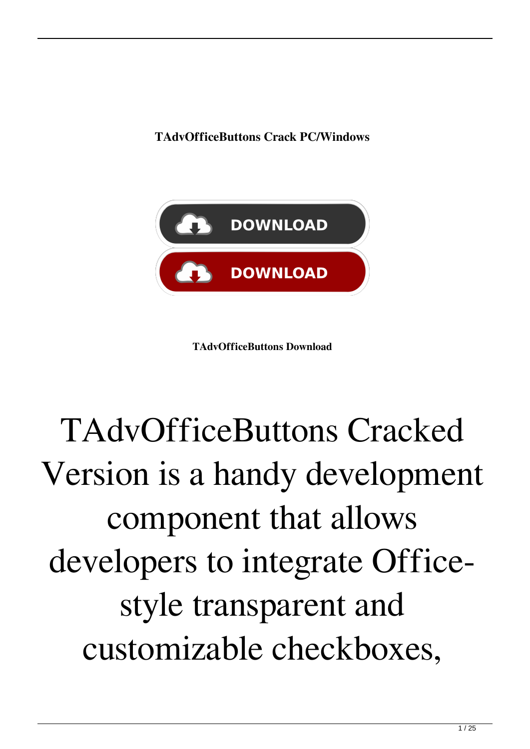**TAdvOfficeButtons Crack PC/Windows**

DOWNLOAD

DOWNLOAD

**TAdvOfficeButtons Download**

# TAdvOfficeButtons Cracked Version is a handy development component that allows developers to integrate Office-style transparent and customizable checkboxes,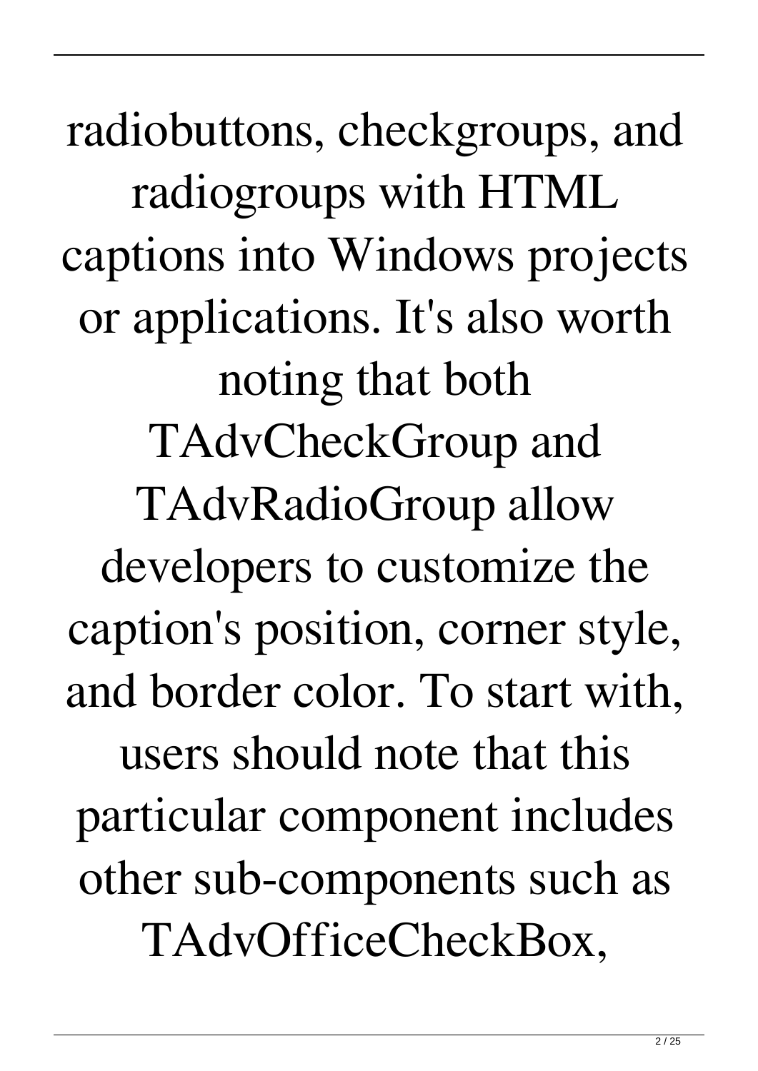radiobuttons, checkgroups, and radiogroups with HTML captions into Windows projects or applications. It's also worth noting that both TAdvCheckGroup and TAdvRadioGroup allow developers to customize the caption's position, corner style, and border color. To start with, users should note that this particular component includes other sub-components such as TAdvOfficeCheckBox,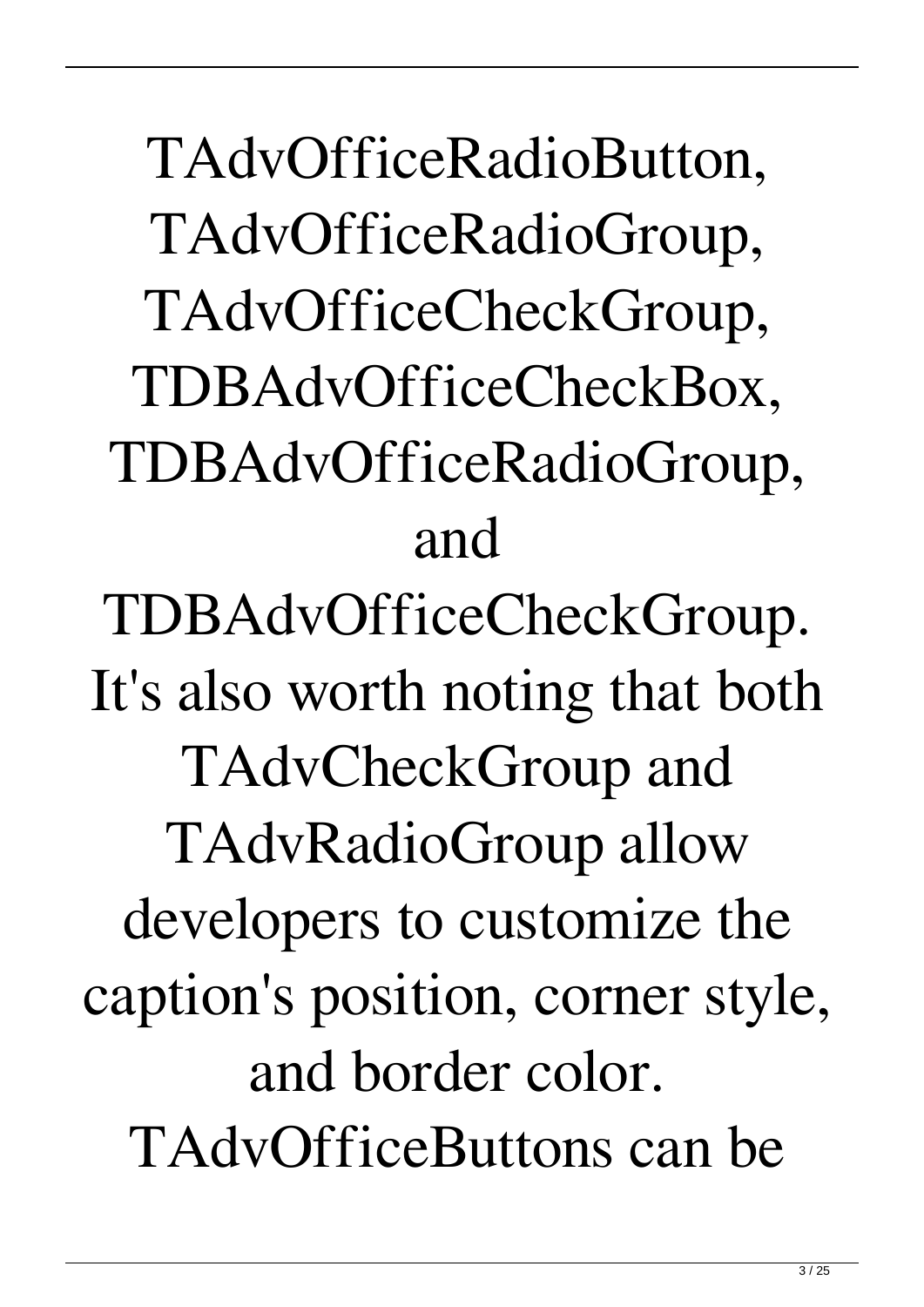TAdvOfficeRadioButton, TAdvOfficeRadioGroup, TAdvOfficeCheckGroup, TDBAdvOfficeCheckBox, TDBAdvOfficeRadioGroup, and TDBAdvOfficeCheckGroup. It's also worth noting that both TAdvCheckGroup and TAdvRadioGroup allow developers to customize the caption's position, corner style, and border color. TAdvOfficeButtons can be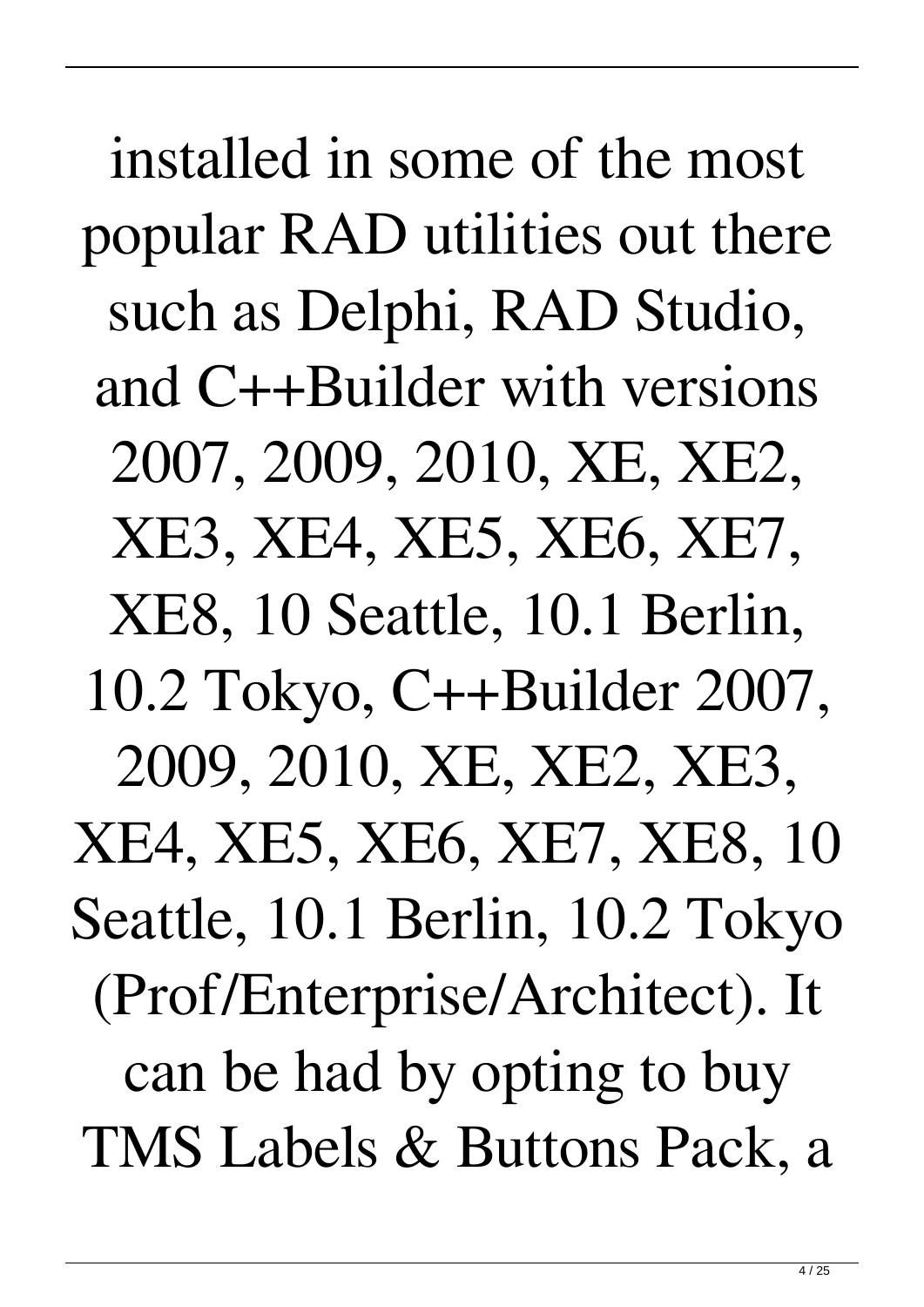installed in some of the most popular RAD utilities out there such as Delphi, RAD Studio, and C++Builder with versions 2007, 2009, 2010, XE, XE2, XE3, XE4, XE5, XE6, XE7, XE8, 10 Seattle, 10.1 Berlin, 10.2 Tokyo, C++Builder 2007, 2009, 2010, XE, XE2, XE3, XE4, XE5, XE6, XE7, XE8, 10 Seattle, 10.1 Berlin, 10.2 Tokyo (Prof/Enterprise/Architect). It can be had by opting to buy TMS Labels & Buttons Pack, a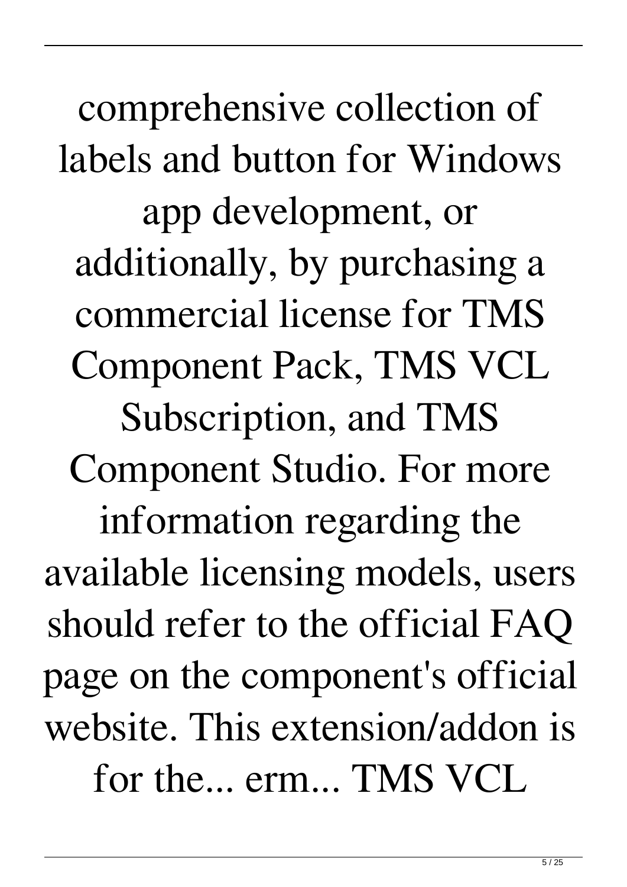comprehensive collection of labels and button for Windows app development, or additionally, by purchasing a commercial license for TMS Component Pack, TMS VCL Subscription, and TMS Component Studio. For more information regarding the available licensing models, users should refer to the official FAQ page on the component's official website. This extension/addon is for the... erm... TMS VCL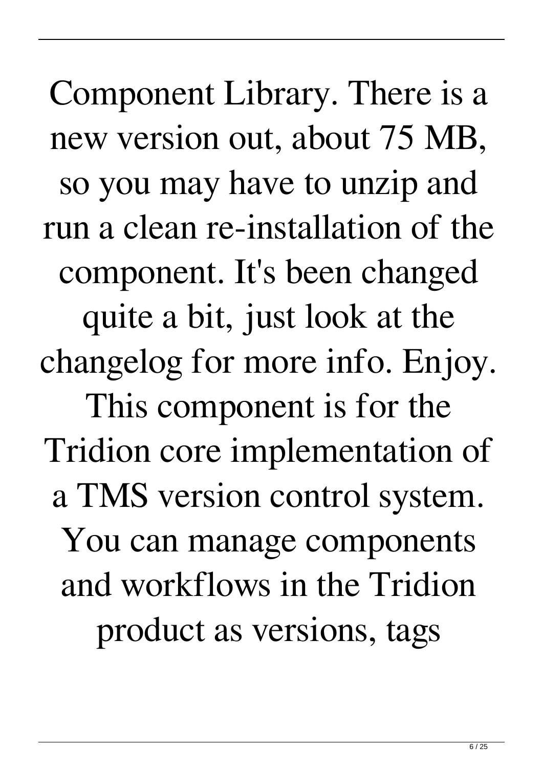Component Library. There is a new version out, about 75 MB, so you may have to unzip and run a clean re-installation of the component. It's been changed quite a bit, just look at the changelog for more info. Enjoy. This component is for the Tridion core implementation of a TMS version control system. You can manage components and workflows in the Tridion product as versions, tags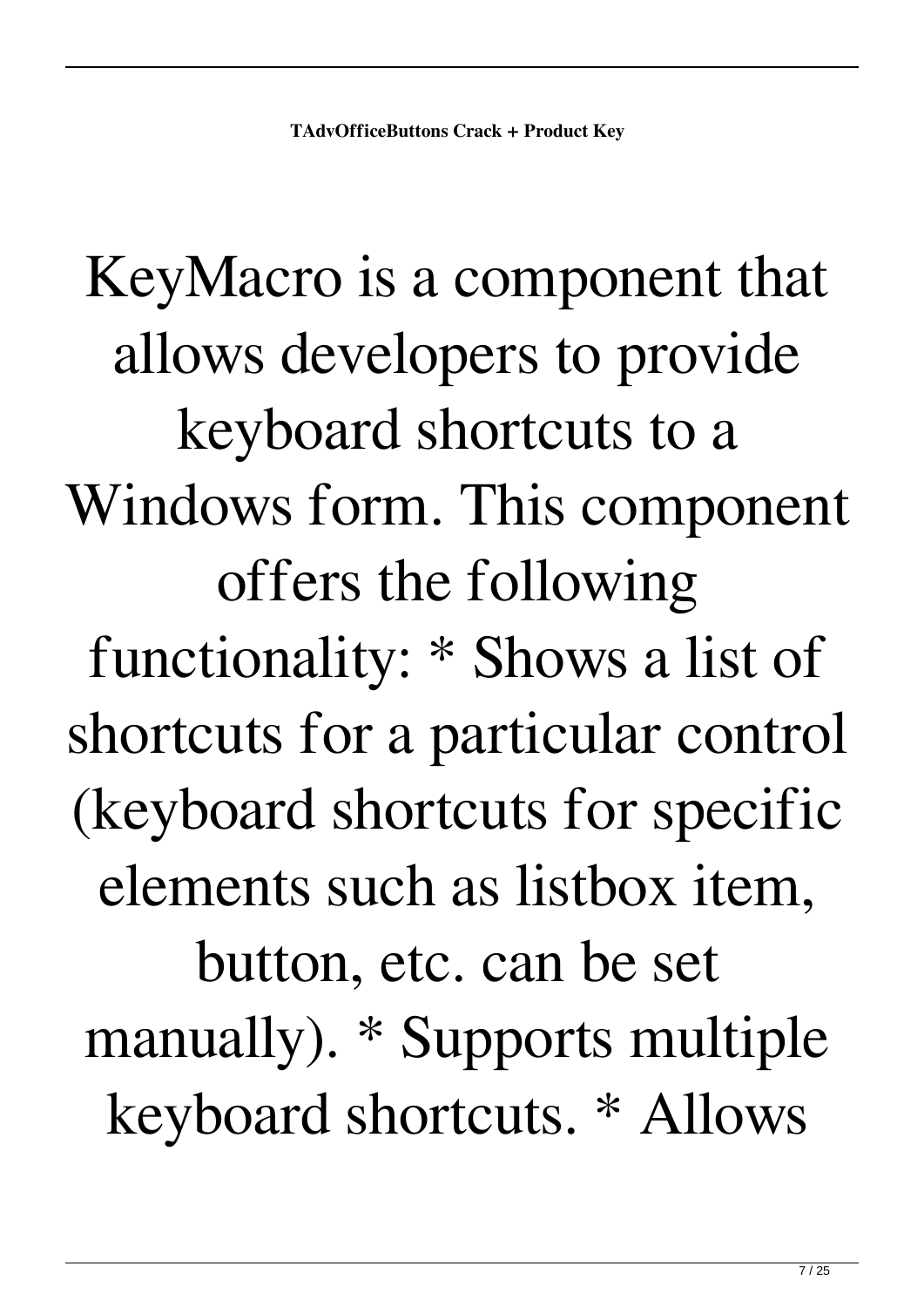KeyMacro is a component that allows developers to provide keyboard shortcuts to a Windows form. This component offers the following functionality: * Shows a list of shortcuts for a particular control (keyboard shortcuts for specific elements such as listbox item, button, etc. can be set manually). * Supports multiple keyboard shortcuts. * Allows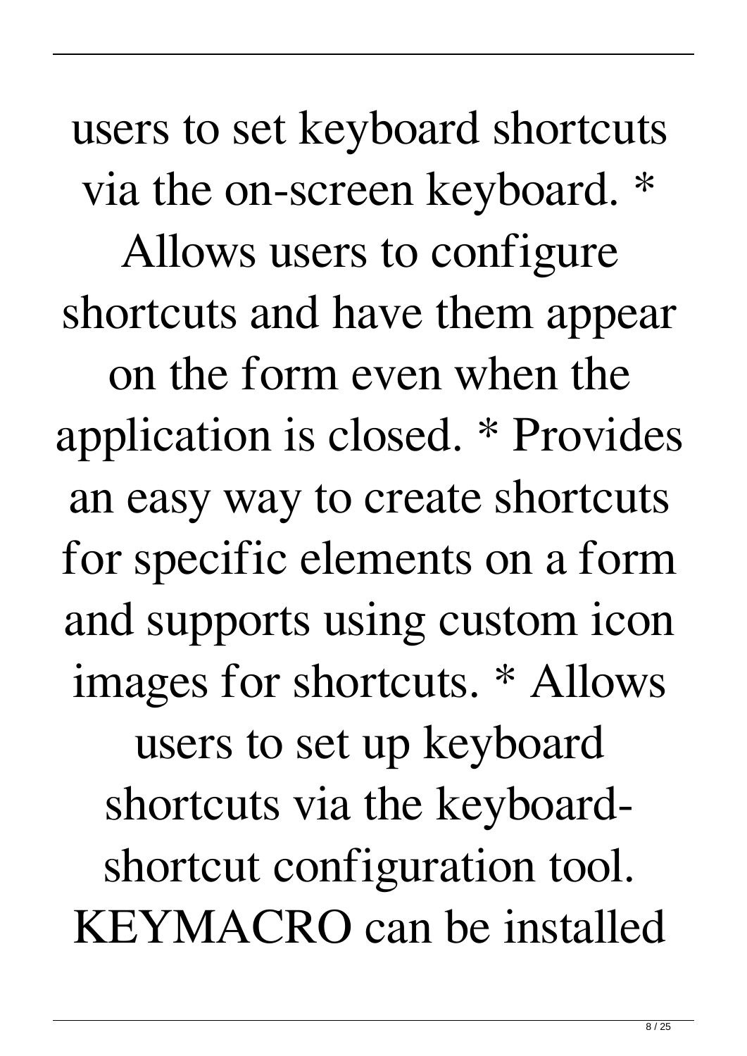users to set keyboard shortcuts via the on-screen keyboard. * Allows users to configure shortcuts and have them appear on the form even when the application is closed. * Provides an easy way to create shortcuts for specific elements on a form and supports using custom icon images for shortcuts. * Allows users to set up keyboard shortcuts via the keyboard-shortcut configuration tool. KEYMACRO can be installed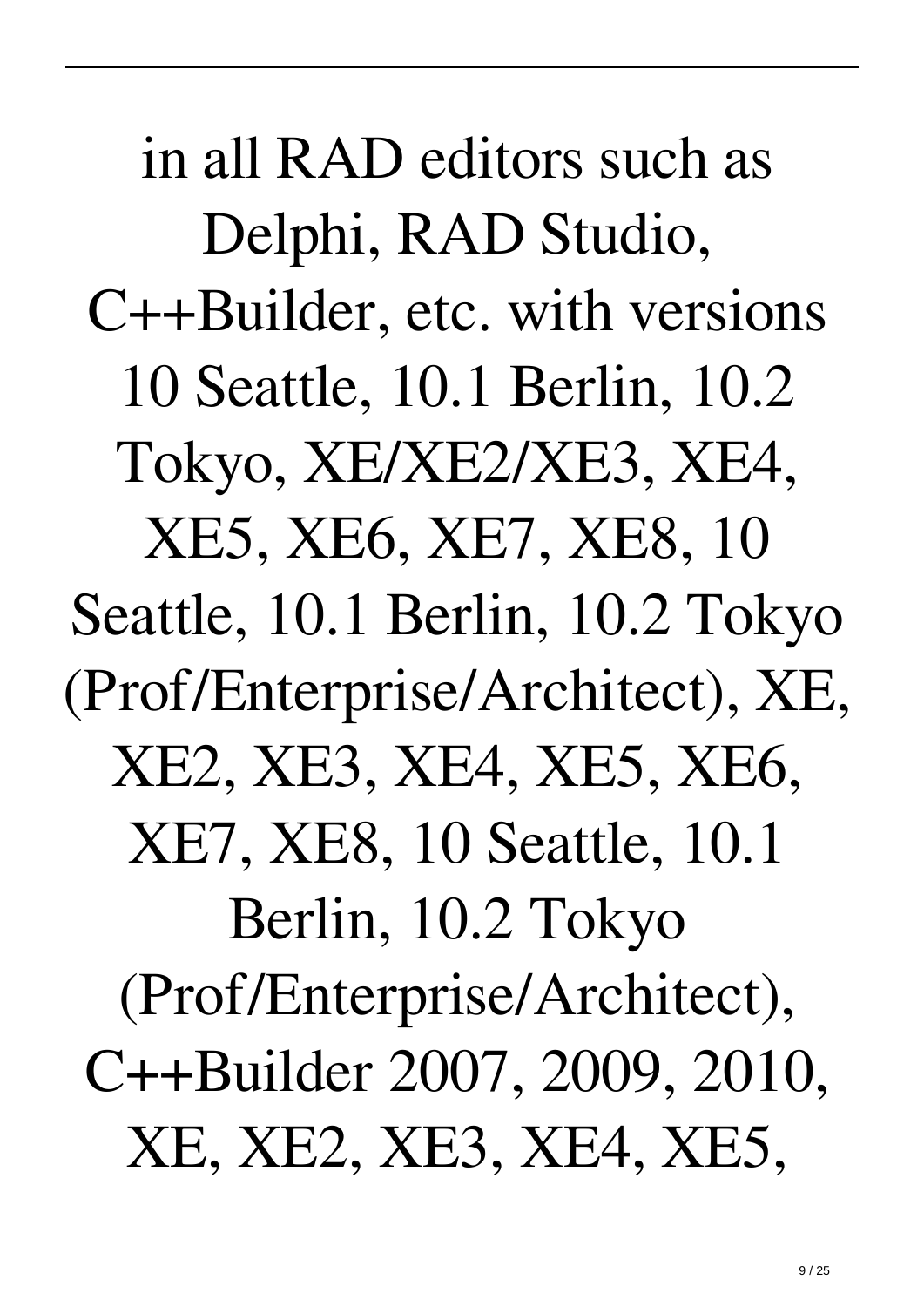in all RAD editors such as Delphi, RAD Studio, C++Builder, etc. with versions 10 Seattle, 10.1 Berlin, 10.2 Tokyo, XE/XE2/XE3, XE4, XE5, XE6, XE7, XE8, 10 Seattle, 10.1 Berlin, 10.2 Tokyo (Prof/Enterprise/Architect), XE, XE2, XE3, XE4, XE5, XE6, XE7, XE8, 10 Seattle, 10.1 Berlin, 10.2 Tokyo (Prof/Enterprise/Architect), C++Builder 2007, 2009, 2010, XE, XE2, XE3, XE4, XE5,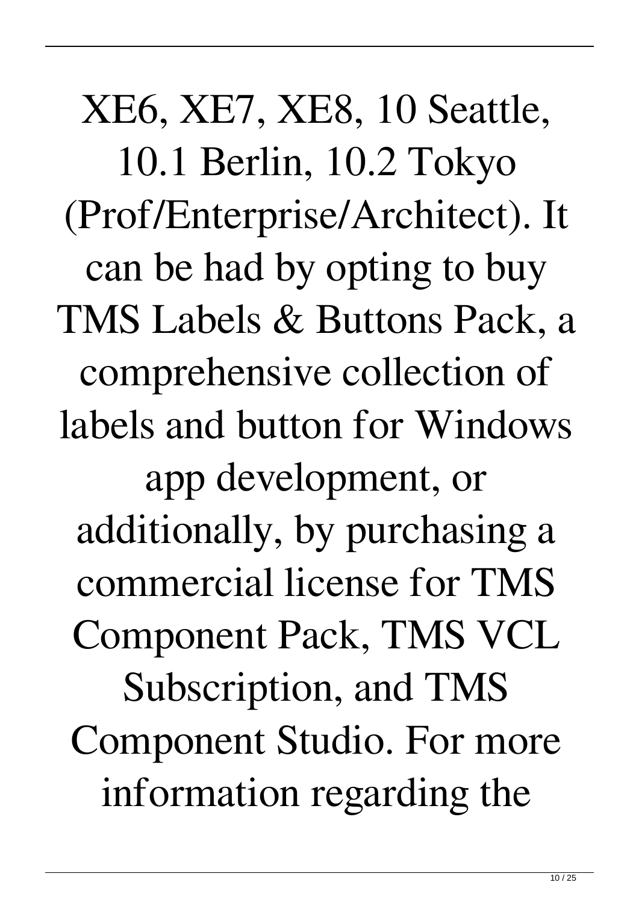XE6, XE7, XE8, 10 Seattle, 10.1 Berlin, 10.2 Tokyo (Prof/Enterprise/Architect). It can be had by opting to buy TMS Labels & Buttons Pack, a comprehensive collection of labels and button for Windows app development, or additionally, by purchasing a commercial license for TMS Component Pack, TMS VCL Subscription, and TMS Component Studio. For more information regarding the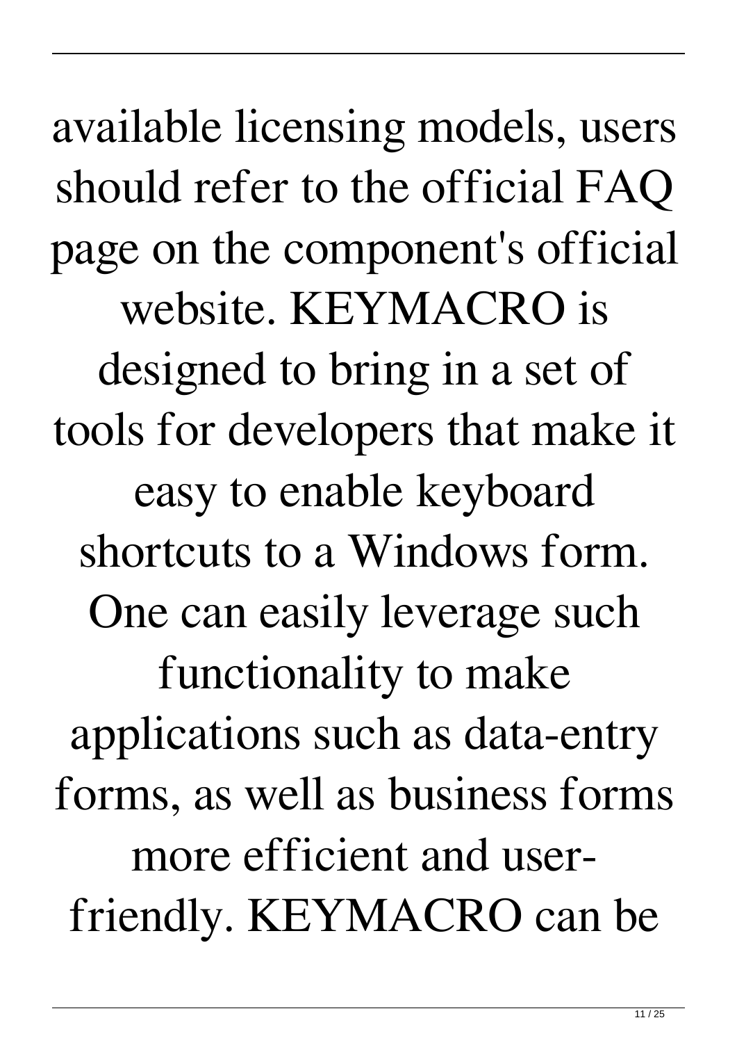available licensing models, users should refer to the official FAQ page on the component's official website. KEYMACRO is designed to bring in a set of tools for developers that make it easy to enable keyboard shortcuts to a Windows form. One can easily leverage such functionality to make applications such as data-entry forms, as well as business forms more efficient and user-friendly. KEYMACRO can be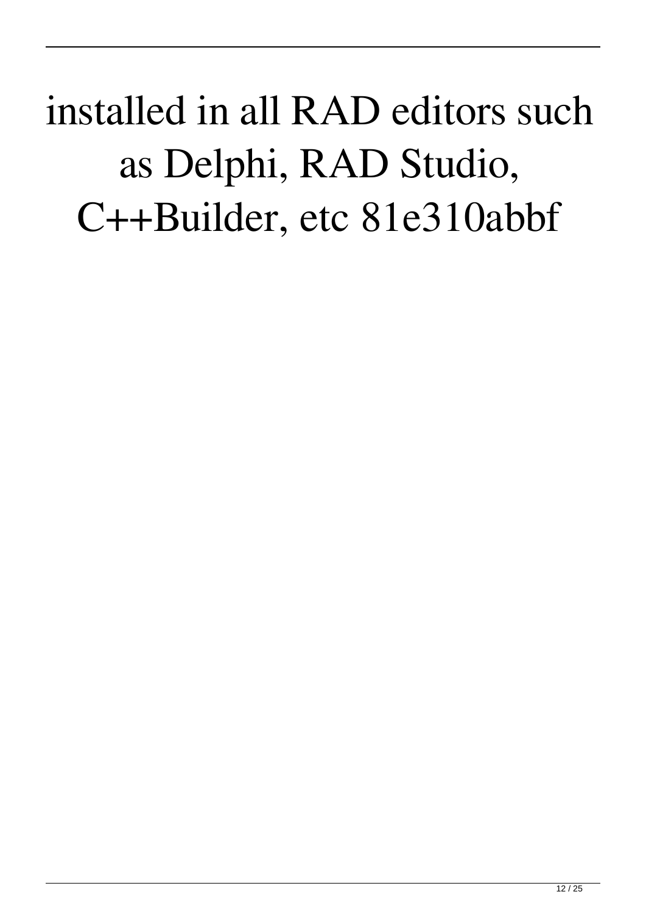installed in all RAD editors such as Delphi, RAD Studio, C++Builder, etc 81e310abbf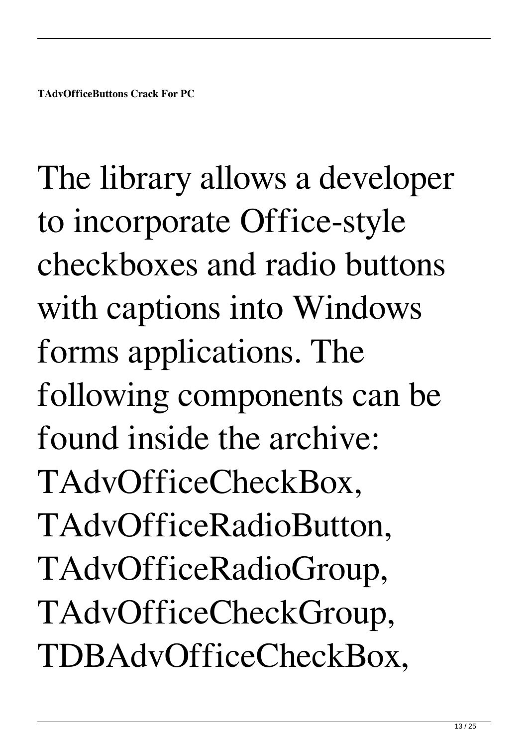**TAdvOfficeButtons Crack For PC**

The library allows a developer to incorporate Office-style checkboxes and radio buttons with captions into Windows forms applications. The following components can be found inside the archive: TAdvOfficeCheckBox, TAdvOfficeRadioButton, TAdvOfficeRadioGroup, TAdvOfficeCheckGroup, TDBAdvOfficeCheckBox,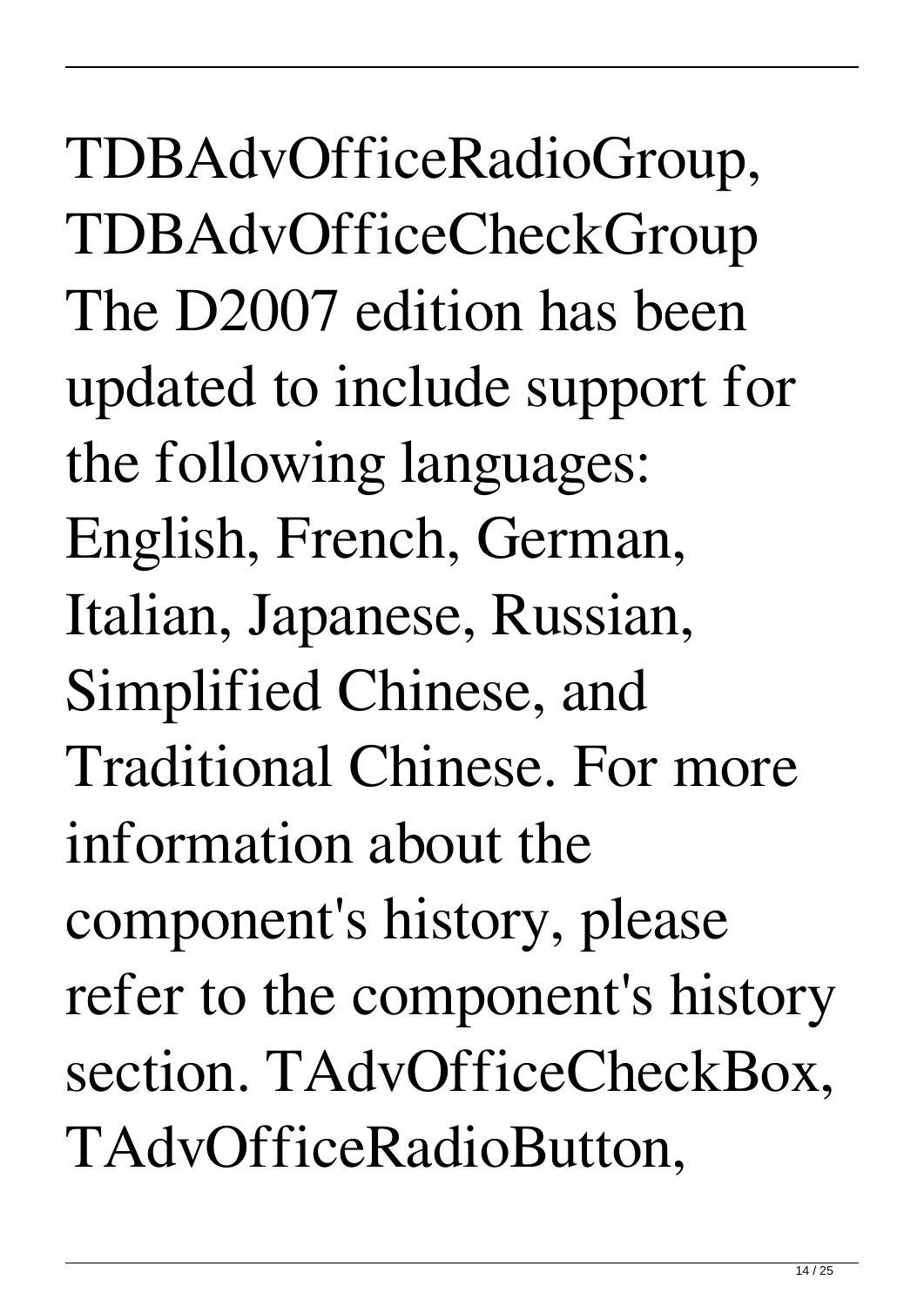TDBAdvOfficeRadioGroup, TDBAdvOfficeCheckGroup The D2007 edition has been updated to include support for the following languages: English, French, German, Italian, Japanese, Russian, Simplified Chinese, and Traditional Chinese. For more information about the component's history, please refer to the component's history section. TAdvOfficeCheckBox, TAdvOfficeRadioButton,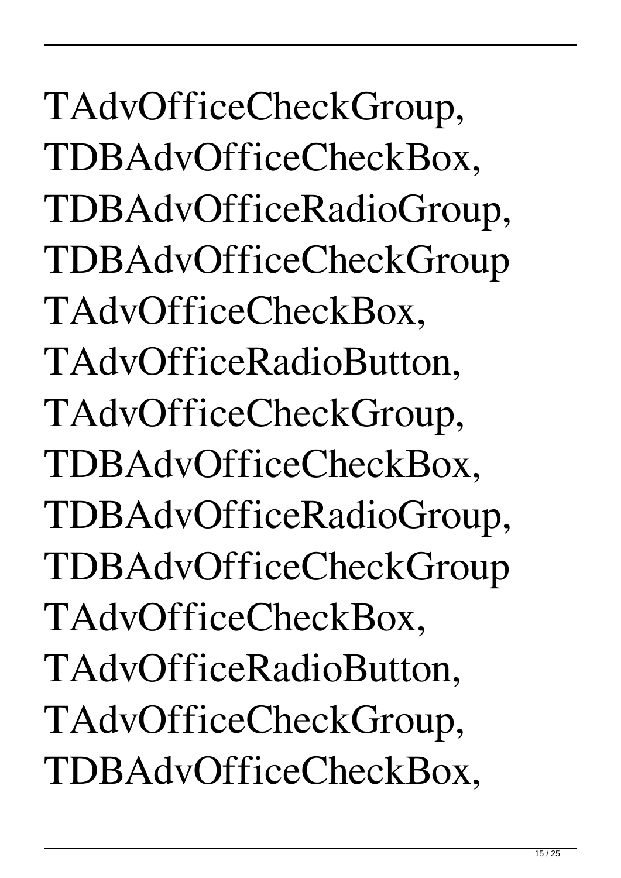TAdvOfficeCheckGroup, TDBAdvOfficeCheckBox, TDBAdvOfficeRadioGroup, TDBAdvOfficeCheckGroup TAdvOfficeCheckBox, TAdvOfficeRadioButton, TAdvOfficeCheckGroup, TDBAdvOfficeCheckBox, TDBAdvOfficeRadioGroup, TDBAdvOfficeCheckGroup TAdvOfficeCheckBox, TAdvOfficeRadioButton, TAdvOfficeCheckGroup, TDBAdvOfficeCheckBox,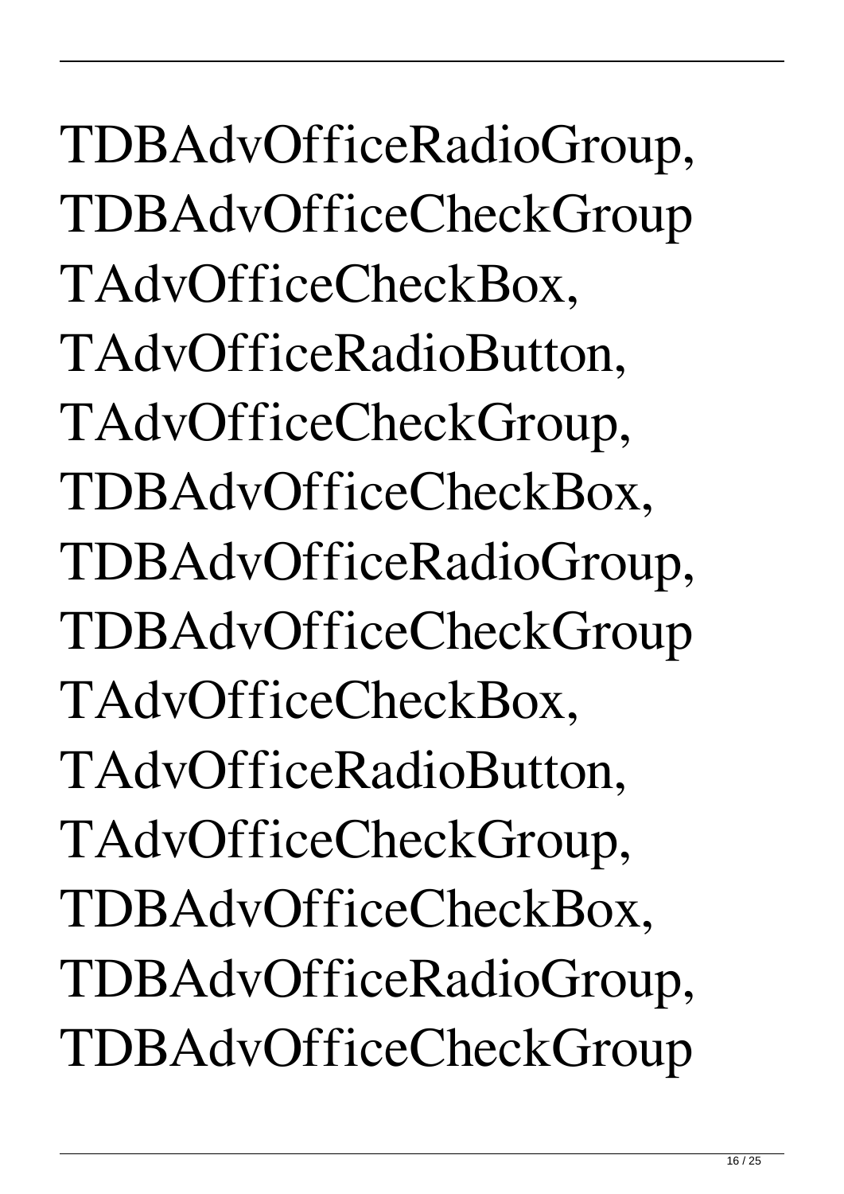TDBAdvOfficeRadioGroup, TDBAdvOfficeCheckGroup TAdvOfficeCheckBox, TAdvOfficeRadioButton, TAdvOfficeCheckGroup, TDBAdvOfficeCheckBox, TDBAdvOfficeRadioGroup, TDBAdvOfficeCheckGroup TAdvOfficeCheckBox, TAdvOfficeRadioButton, TAdvOfficeCheckGroup, TDBAdvOfficeCheckBox, TDBAdvOfficeRadioGroup, TDBAdvOfficeCheckGroup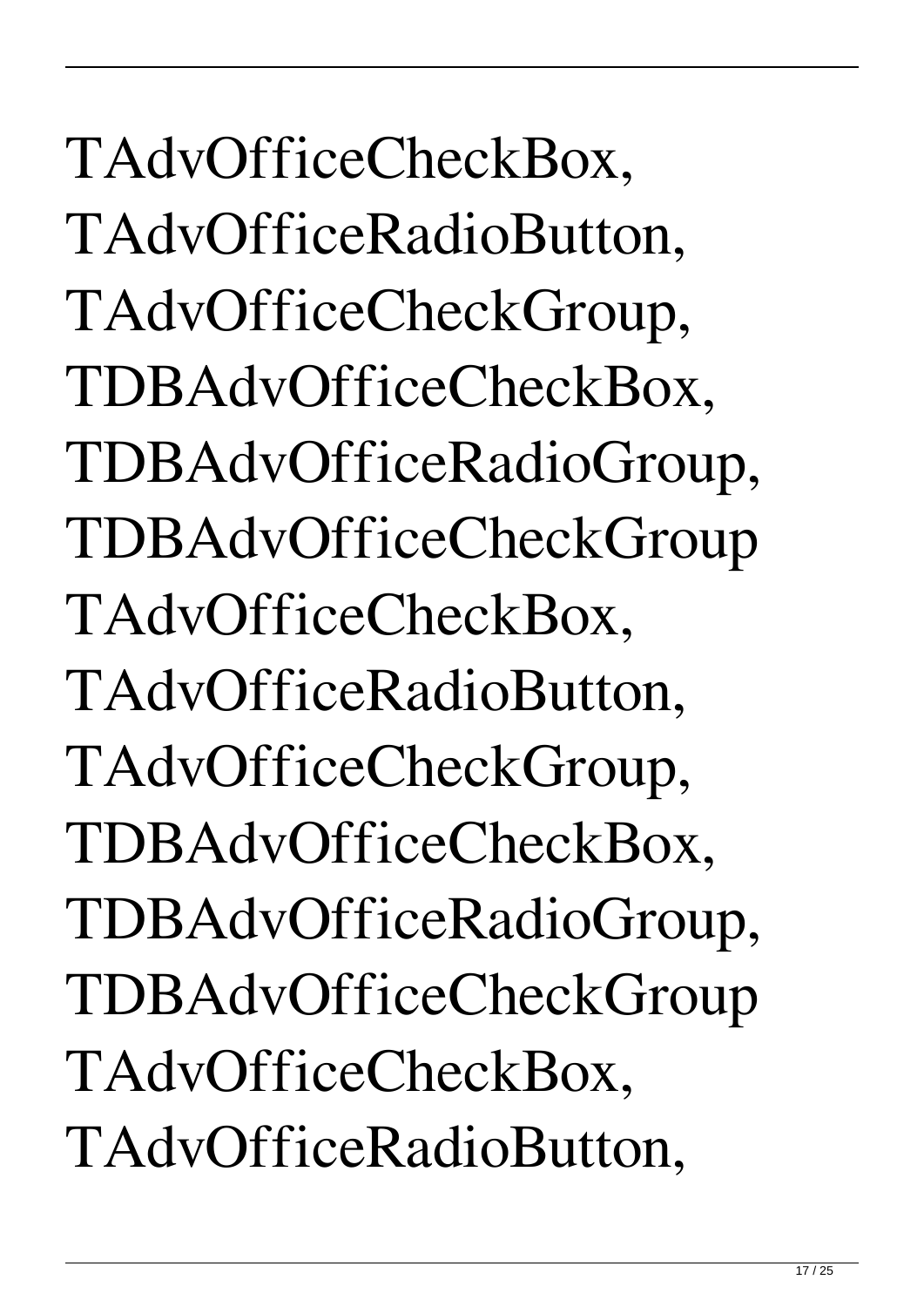TAdvOfficeCheckBox, TAdvOfficeRadioButton, TAdvOfficeCheckGroup, TDBAdvOfficeCheckBox, TDBAdvOfficeRadioGroup, TDBAdvOfficeCheckGroup TAdvOfficeCheckBox, TAdvOfficeRadioButton, TAdvOfficeCheckGroup, TDBAdvOfficeCheckBox, TDBAdvOfficeRadioGroup, TDBAdvOfficeCheckGroup TAdvOfficeCheckBox, TAdvOfficeRadioButton,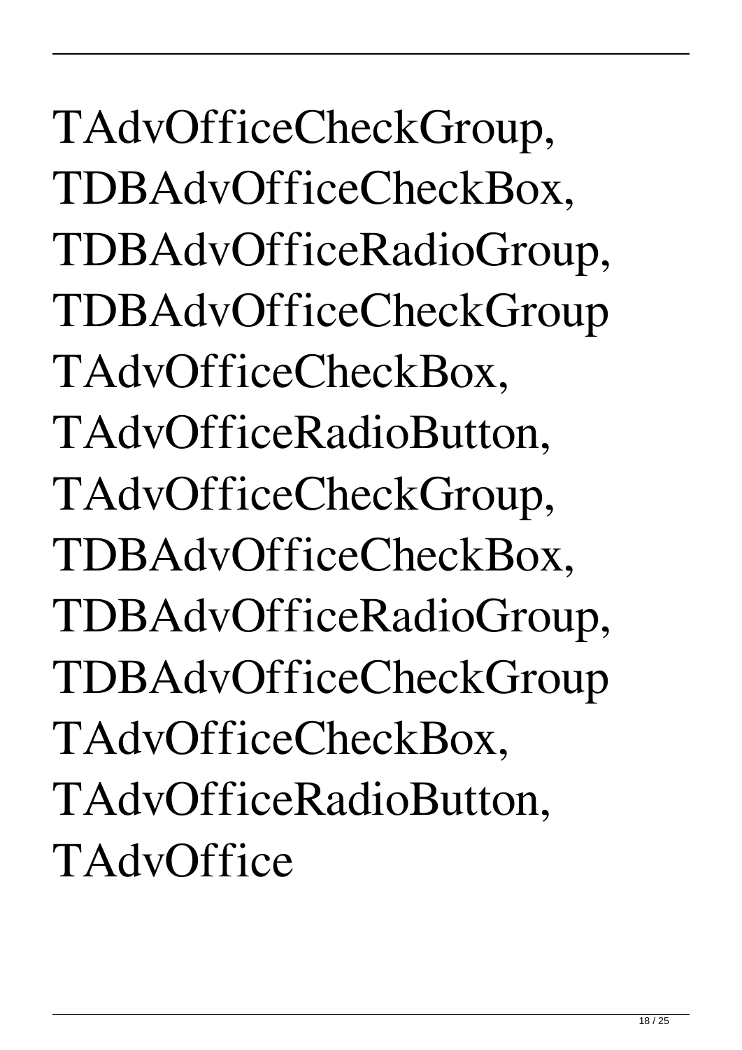TAdvOfficeCheckGroup, TDBAdvOfficeCheckBox, TDBAdvOfficeRadioGroup, TDBAdvOfficeCheckGroup TAdvOfficeCheckBox, TAdvOfficeRadioButton, TAdvOfficeCheckGroup, TDBAdvOfficeCheckBox, TDBAdvOfficeRadioGroup, TDBAdvOfficeCheckGroup TAdvOfficeCheckBox, TAdvOfficeRadioButton, TAdvOffice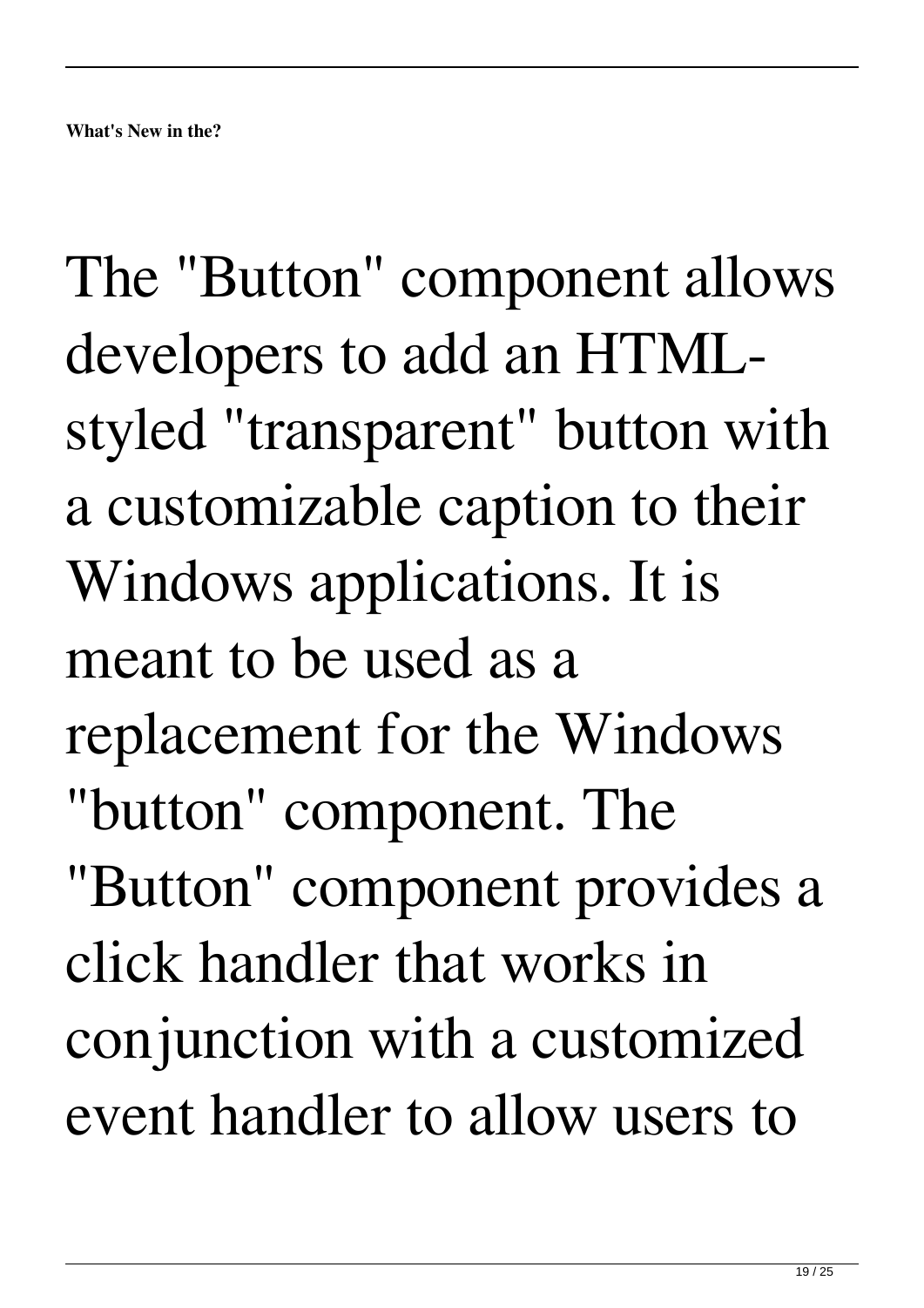**What's New in the?**

The "Button" component allows developers to add an HTML-styled "transparent" button with a customizable caption to their Windows applications. It is meant to be used as a replacement for the Windows "button" component. The "Button" component provides a click handler that works in conjunction with a customized event handler to allow users to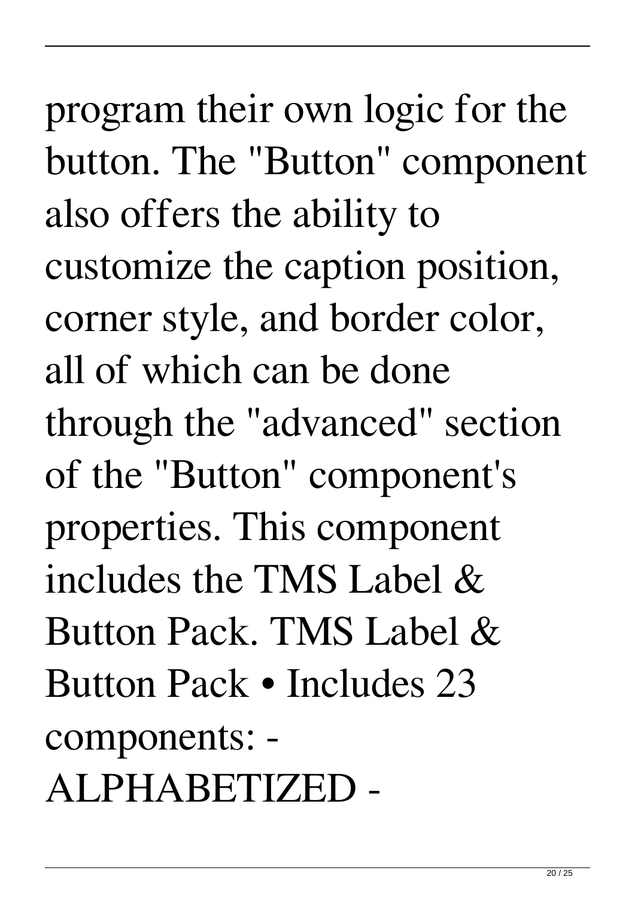program their own logic for the button. The "Button" component also offers the ability to customize the caption position, corner style, and border color, all of which can be done through the "advanced" section of the "Button" component's properties. This component includes the TMS Label & Button Pack. TMS Label & Button Pack • Includes 23 components: - ALPHABETIZED -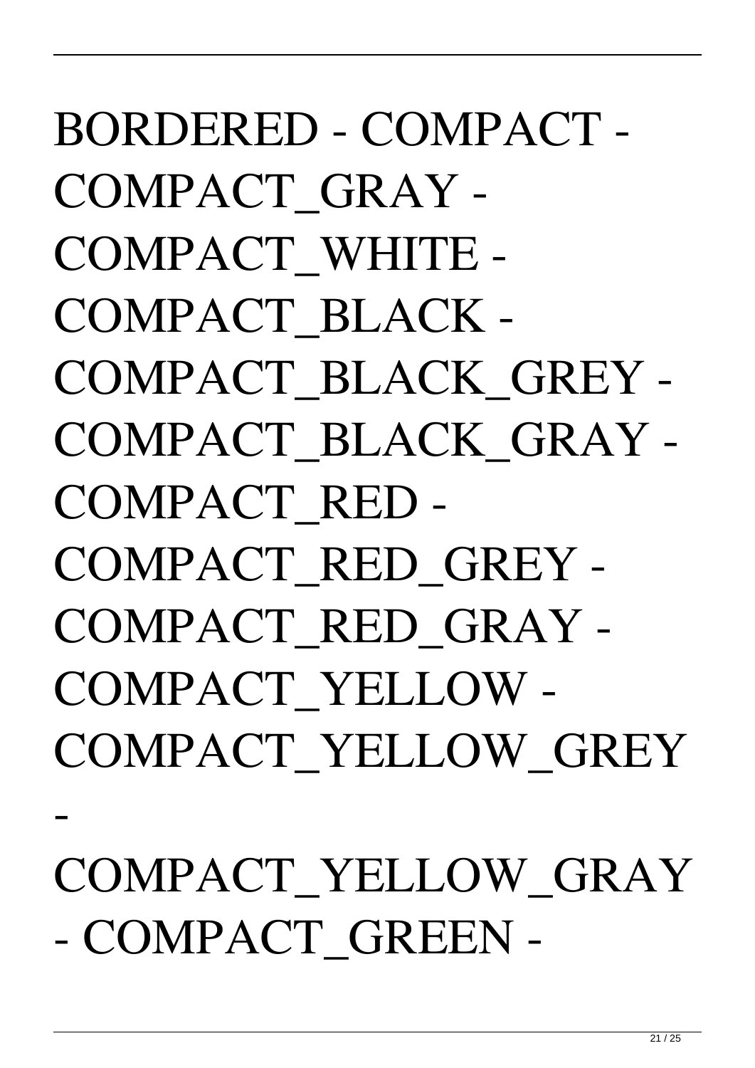BORDERED - COMPACT - COMPACT_GRAY - COMPACT_WHITE - COMPACT_BLACK - COMPACT_BLACK_GREY - COMPACT_BLACK_GRAY - COMPACT_RED - COMPACT_RED_GREY - COMPACT_RED_GRAY - COMPACT_YELLOW - COMPACT_YELLOW_GREY - COMPACT_YELLOW_GRAY - COMPACT_GREEN -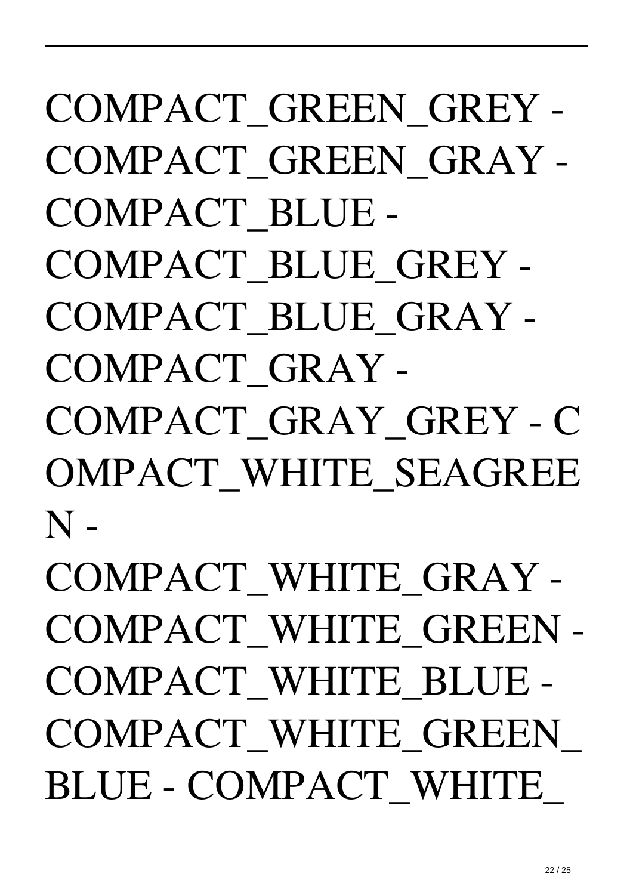COMPACT_GREEN_GREY - COMPACT_GREEN_GRAY - COMPACT_BLUE - COMPACT_BLUE_GREY - COMPACT_BLUE_GRAY - COMPACT_GRAY - COMPACT_GRAY_GREY - COMPACT_WHITE_SEAGREEN - COMPACT_WHITE_GRAY - COMPACT_WHITE_GREEN - COMPACT_WHITE_BLUE - COMPACT_WHITE_GREEN_BLUE - COMPACT_WHITE_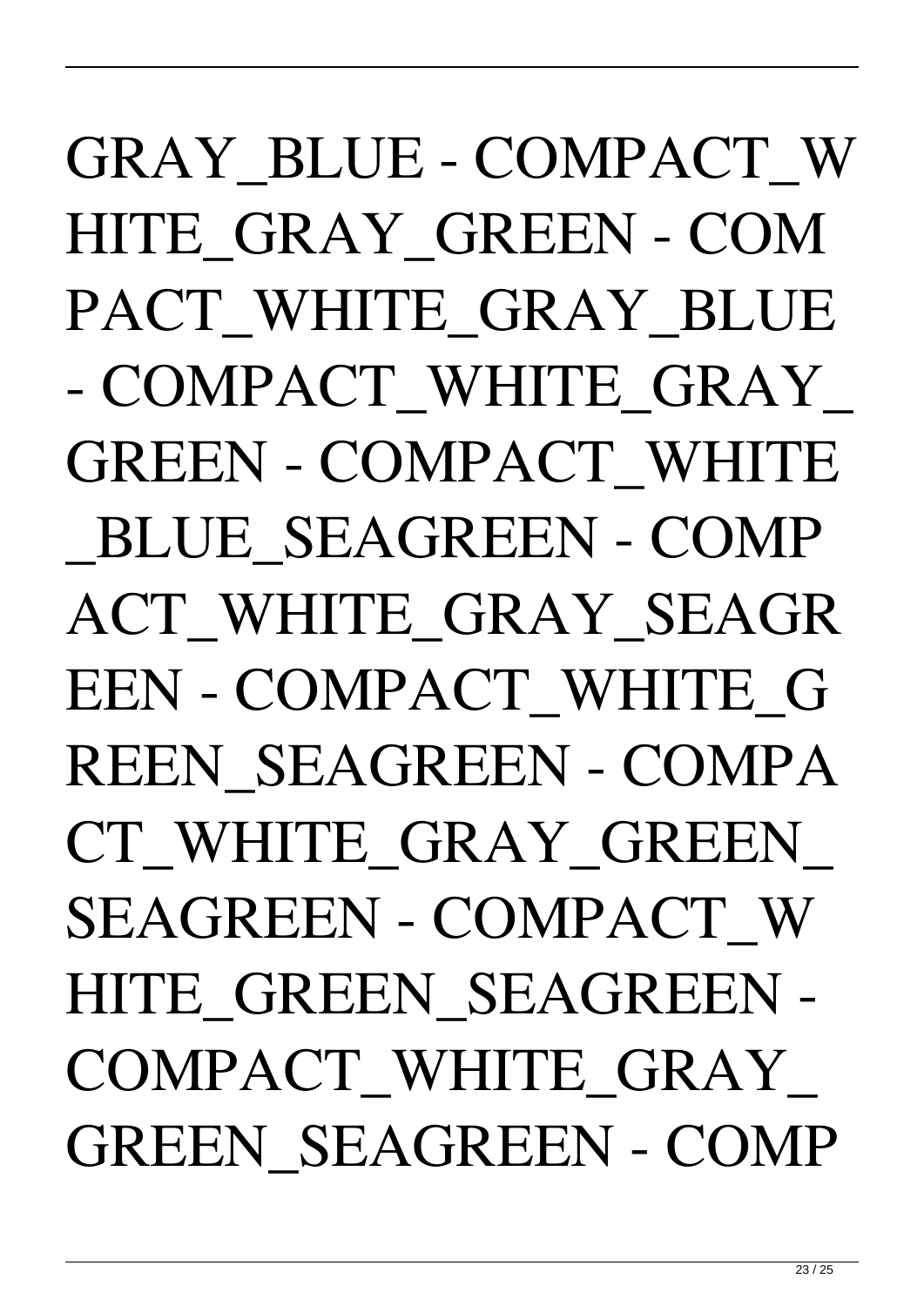GRAY_BLUE - COMPACT_WHITE_GRAY_GREEN - COMPACT_WHITE_GRAY_BLUE - COMPACT_WHITE_GRAY_GREEN - COMPACT_WHITE_BLUE_SEAGREEN - COMPACT_WHITE_GRAY_SEAGREEN - COMPACT_WHITE_GREEN_SEAGREEN - COMPACT_WHITE_GRAY_GREEN_SEAGREEN - COMPACT_WHITE_GREEN_SEAGREEN - COMPACT_WHITE_GRAY_GREEN_SEAGREEN - COMP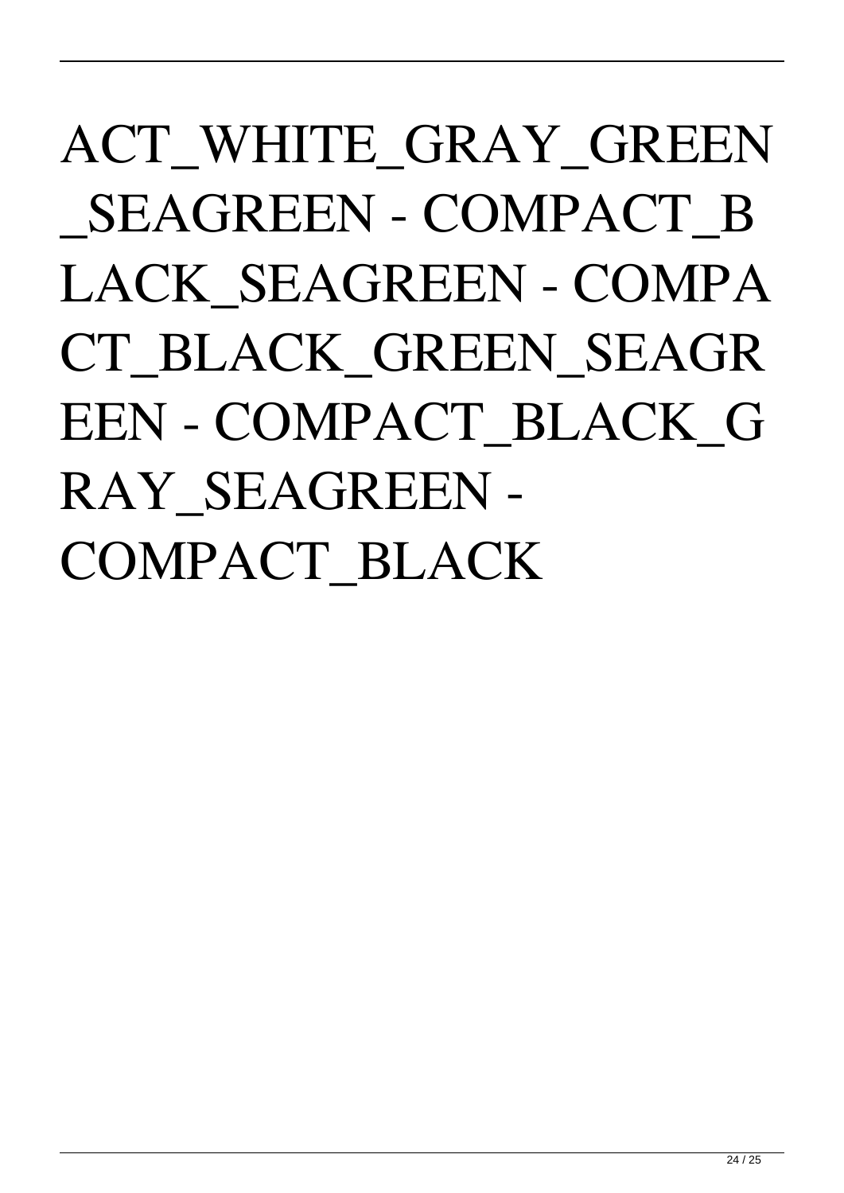ACT_WHITE_GRAY_GREEN_SEAGREEN - COMPACT_BLACK_SEAGREEN - COMPACT_BLACK_GREEN_SEAGREEN - COMPACT_BLACK_GRAY_SEAGREEN - COMPACT_BLACK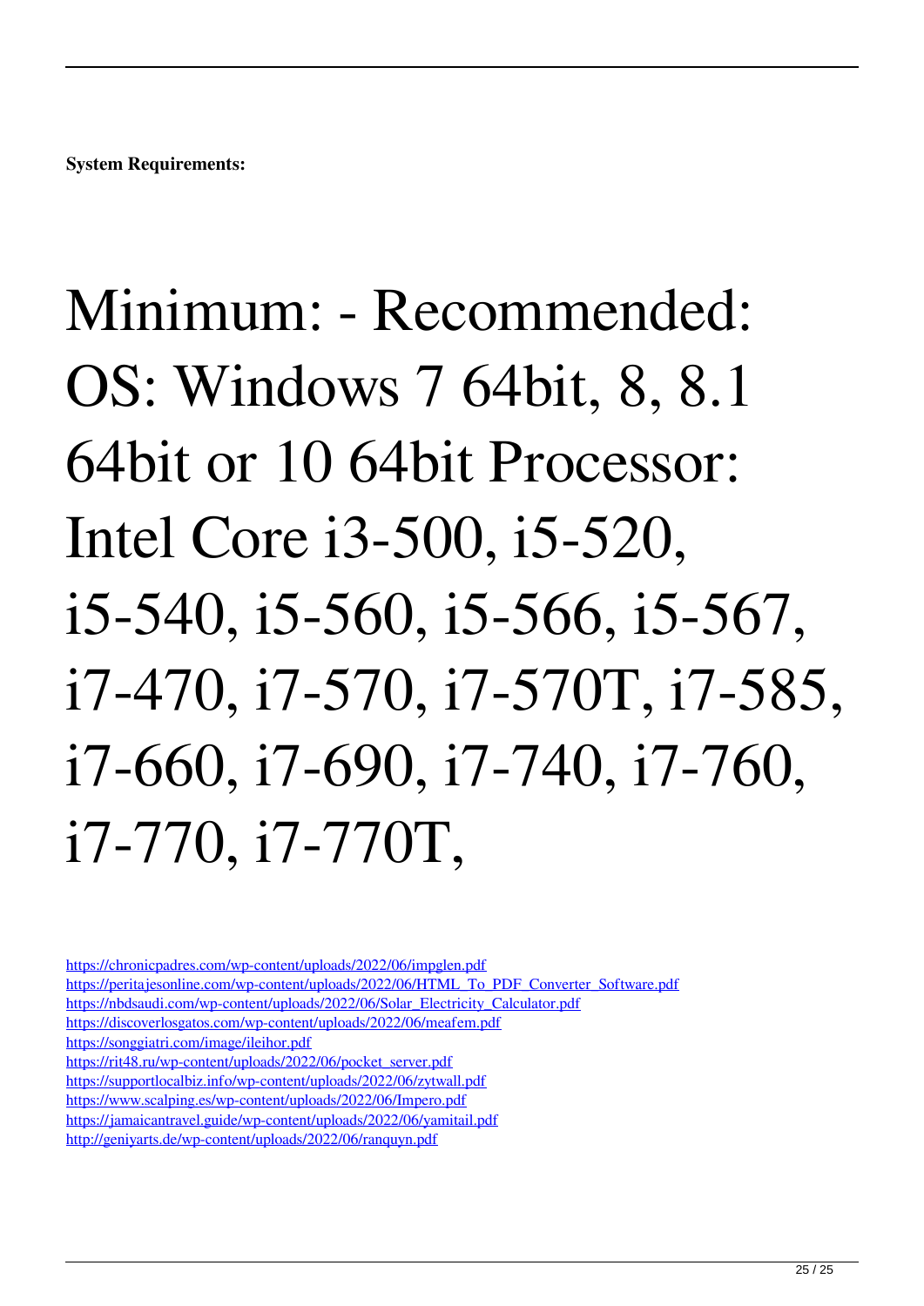**System Requirements:**

# Minimum: - Recommended: OS: Windows 7 64bit, 8, 8.1 64bit or 10 64bit Processor: Intel Core i3-500, i5-520, i5-540, i5-560, i5-566, i5-567, i7-470, i7-570, i7-570T, i7-585, i7-660, i7-690, i7-740, i7-760, i7-770, i7-770T,

https://chronicpadres.com/wp-content/uploads/2022/06/impglen.pdf
https://peritajesonline.com/wp-content/uploads/2022/06/HTML_To_PDF_Converter_Software.pdf
https://nbdsaudi.com/wp-content/uploads/2022/06/Solar_Electricity_Calculator.pdf
https://discoverlosgatos.com/wp-content/uploads/2022/06/meafem.pdf
https://songgiatri.com/image/ileihor.pdf
https://rit48.ru/wp-content/uploads/2022/06/pocket_server.pdf
https://supportlocalbiz.info/wp-content/uploads/2022/06/zytwall.pdf
https://www.scalping.es/wp-content/uploads/2022/06/Impero.pdf
https://jamaicantravel.guide/wp-content/uploads/2022/06/yamitail.pdf
http://geniyarts.de/wp-content/uploads/2022/06/ranquyn.pdf